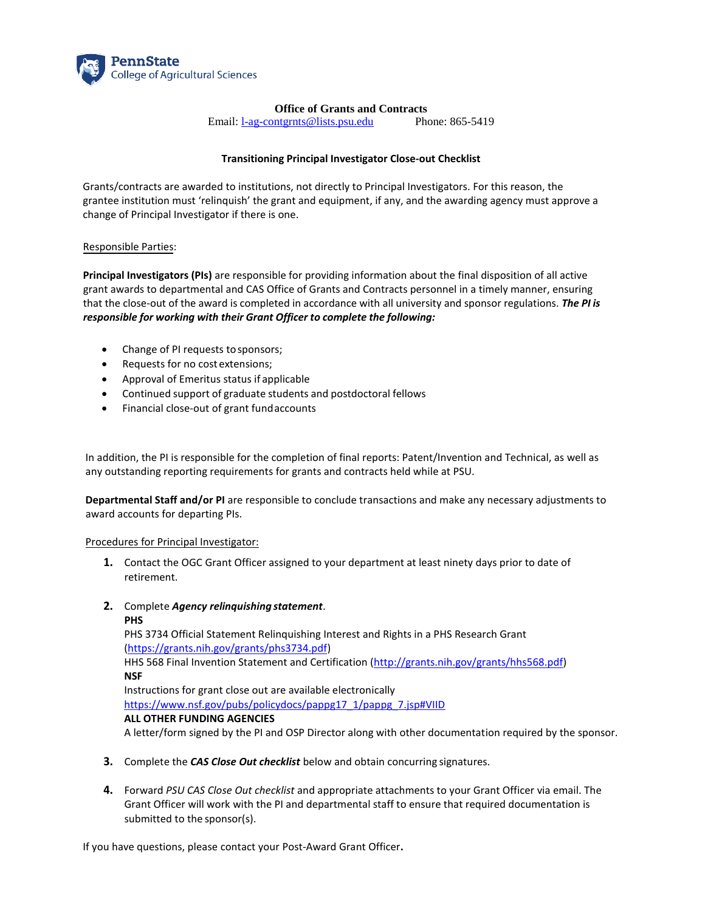PennState
College of Agricultural Sciences

**Office of Grants and Contracts**

Email: l-ag-contgrnts@lists.psu.edu Phone: 865-5419

## Transitioning Principal Investigator Close-out Checklist

Grants/contracts are awarded to institutions, not directly to Principal Investigators. For this reason, the grantee institution must 'relinquish' the grant and equipment, if any, and the awarding agency must approve a change of Principal Investigator if there is one.

Responsible Parties:

**Principal Investigators (PIs)** are responsible for providing information about the final disposition of all active grant awards to departmental and CAS Office of Grants and Contracts personnel in a timely manner, ensuring that the close-out of the award is completed in accordance with all university and sponsor regulations. ***The PI is responsible for working with their Grant Officer to complete the following:***

- Change of PI requests to sponsors;
- Requests for no cost extensions;
- Approval of Emeritus status if applicable
- Continued support of graduate students and postdoctoral fellows
- Financial close-out of grant fund accounts

In addition, the PI is responsible for the completion of final reports: Patent/Invention and Technical, as well as any outstanding reporting requirements for grants and contracts held while at PSU.

**Departmental Staff and/or PI** are responsible to conclude transactions and make any necessary adjustments to award accounts for departing PIs.

Procedures for Principal Investigator:

1. Contact the OGC Grant Officer assigned to your department at least ninety days prior to date of retirement.

2. Complete ***Agency relinquishing statement***.
   **PHS**
   PHS 3734 Official Statement Relinquishing Interest and Rights in a PHS Research Grant (https://grants.nih.gov/grants/phs3734.pdf)
   HHS 568 Final Invention Statement and Certification (http://grants.nih.gov/grants/hhs568.pdf)
   **NSF**
   Instructions for grant close out are available electronically
   https://www.nsf.gov/pubs/policydocs/pappg17_1/pappg_7.jsp#VIID
   **ALL OTHER FUNDING AGENCIES**
   A letter/form signed by the PI and OSP Director along with other documentation required by the sponsor.

3. Complete the ***CAS Close Out checklist*** below and obtain concurring signatures.

4. Forward *PSU CAS Close Out checklist* and appropriate attachments to your Grant Officer via email. The Grant Officer will work with the PI and departmental staff to ensure that required documentation is submitted to the sponsor(s).

If you have questions, please contact your Post-Award Grant Officer**.**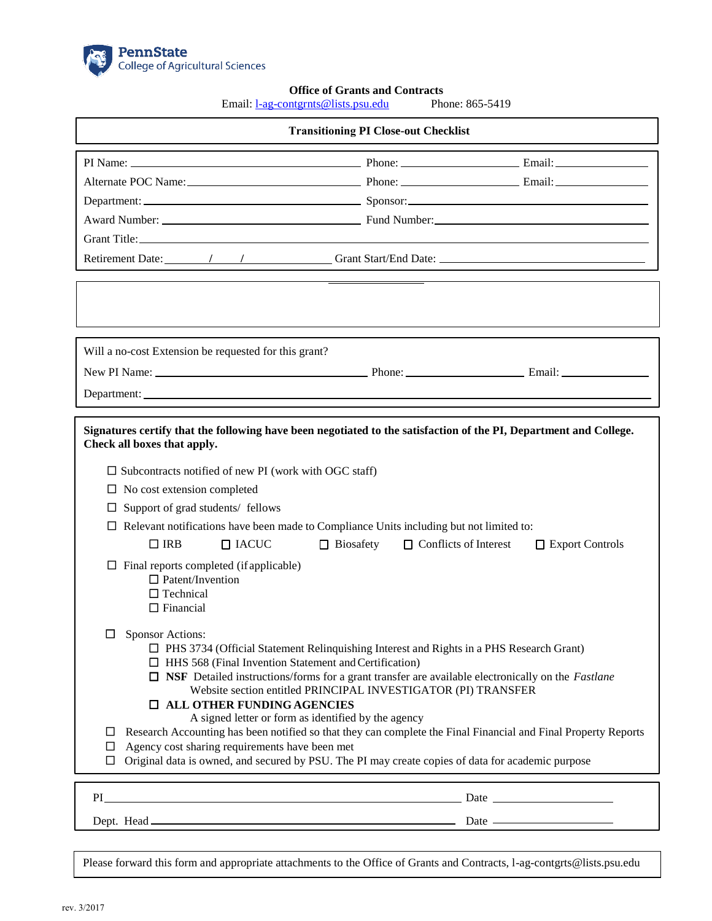PennState
College of Agricultural Sciences

**Office of Grants and Contracts**

Email: l-ag-contgrnts@lists.psu.edu Phone: 865-5419

**Transitioning PI Close-out Checklist**

PI Name: ______________________ Phone: ______________ Email: ______________

Alternate POC Name: ______________________ Phone: ______________ Email: ______________

Department: ______________________ Sponsor: ______________________

Award Number: ______________________ Fund Number: ______________________

Grant Title: ______________________________________________

Retirement Date: ____/____/________ Grant Start/End Date: ______________________

Will a no-cost Extension be requested for this grant?

New PI Name: ______________________ Phone: ______________ Email: ______________

Department: ______________________________________________

**Signatures certify that the following have been negotiated to the satisfaction of the PI, Department and College. Check all boxes that apply.**

- ☐ Subcontracts notified of new PI (work with OGC staff)
- ☐ No cost extension completed
- ☐ Support of grad students/ fellows
- ☐ Relevant notifications have been made to Compliance Units including but not limited to:
  - ☐ IRB ☐ IACUC ☐ Biosafety ☐ Conflicts of Interest ☐ Export Controls
- ☐ Final reports completed (if applicable)
  - ☐ Patent/Invention
  - ☐ Technical
  - ☐ Financial
- ☐ Sponsor Actions:
  - ☐ PHS 3734 (Official Statement Relinquishing Interest and Rights in a PHS Research Grant)
  - ☐ HHS 568 (Final Invention Statement and Certification)
  - ☐ **NSF** Detailed instructions/forms for a grant transfer are available electronically on the *Fastlane* Website section entitled PRINCIPAL INVESTIGATOR (PI) TRANSFER
  - ☐ **ALL OTHER FUNDING AGENCIES**
    A signed letter or form as identified by the agency
- ☐ Research Accounting has been notified so that they can complete the Final Financial and Final Property Reports
- ☐ Agency cost sharing requirements have been met
- ☐ Original data is owned, and secured by PSU. The PI may create copies of data for academic purpose

PI ______________________________________ Date ______________

Dept. Head ______________________________________ Date ______________

Please forward this form and appropriate attachments to the Office of Grants and Contracts, l-ag-contgrts@lists.psu.edu

rev. 3/2017